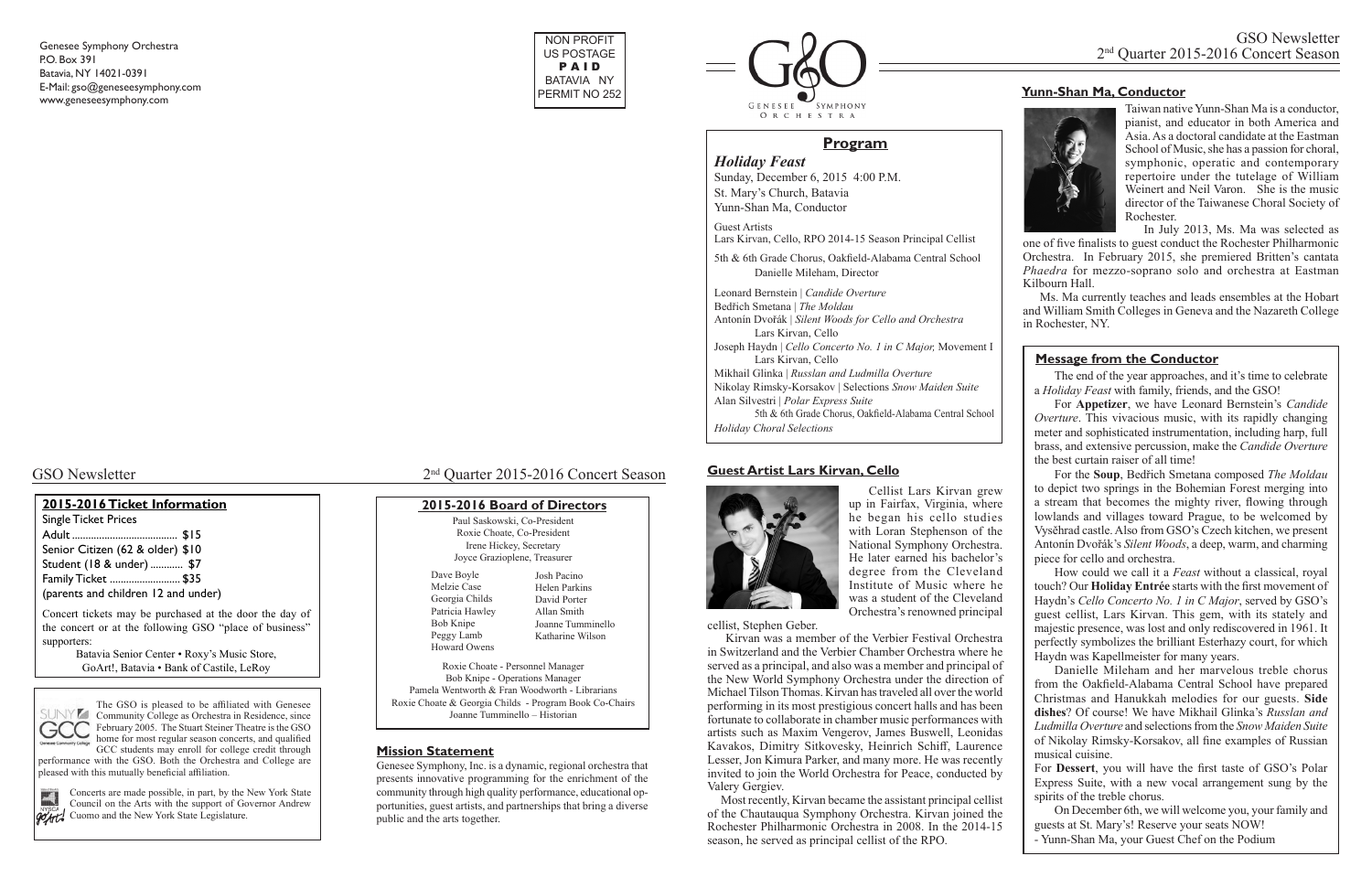Genesee Symphony Orchestra
P.O. Box 391
Batavia, NY 14021-0391
E-Mail: gso@geneseesymphony.com
www.geneseesymphony.com

NON PROFIT
US POSTAGE
**PAID**
BATAVIA NY
PERMIT NO 252

## 2015-2016 Ticket Information

Single Ticket Prices

| | |
|---|---|
| Adult | $15 |
| Senior Citizen (62 & older) | $10 |
| Student (18 & under) | $7 |
| Family Ticket | $35 |

(parents and children 12 and under)

Concert tickets may be purchased at the door the day of the concert or at the following GSO "place of business" supporters:

Batavia Senior Center • Roxy's Music Store, GoArt!, Batavia • Bank of Castile, LeRoy

The GSO is pleased to be affiliated with Genesee Community College as Orchestra in Residence, since February 2005. The Stuart Steiner Theatre is the GSO home for most regular season concerts, and qualified GCC students may enroll for college credit through performance with the GSO. Both the Orchestra and College are pleased with this mutually beneficial affiliation.

Concerts are made possible, in part, by the New York State Council on the Arts with the support of Governor Andrew Cuomo and the New York State Legislature.

## 2015-2016 Board of Directors

Paul Saskowski, Co-President
Roxie Choate, Co-President
Irene Hickey, Secretary
Joyce Grazioplene, Treasurer

| | |
|---|---|
| Dave Boyle | Josh Pacino |
| Melzie Case | Helen Parkins |
| Georgia Childs | David Porter |
| Patricia Hawley | Allan Smith |
| Bob Knipe | Joanne Tumminello |
| Peggy Lamb | Katharine Wilson |
| Howard Owens | |

Roxie Choate - Personnel Manager
Bob Knipe - Operations Manager
Pamela Wentworth & Fran Woodworth - Librarians
Roxie Choate & Georgia Childs - Program Book Co-Chairs
Joanne Tumminello – Historian

## Mission Statement

Genesee Symphony, Inc. is a dynamic, regional orchestra that presents innovative programming for the enrichment of the community through high quality performance, educational opportunities, guest artists, and partnerships that bring a diverse public and the arts together.

GENESEE SYMPHONY ORCHESTRA

## Program

### *Holiday Feast*

Sunday, December 6, 2015 4:00 P.M.
St. Mary's Church, Batavia
Yunn-Shan Ma, Conductor

Guest Artists
Lars Kirvan, Cello, RPO 2014-15 Season Principal Cellist

5th & 6th Grade Chorus, Oakfield-Alabama Central School
Danielle Mileham, Director

Leonard Bernstein | *Candide Overture*
Bedřich Smetana | *The Moldau*
Antonín Dvořák | *Silent Woods for Cello and Orchestra*
Lars Kirvan, Cello
Joseph Haydn | *Cello Concerto No. 1 in C Major,* Movement I
Lars Kirvan, Cello
Mikhail Glinka | *Russlan and Ludmilla Overture*
Nikolay Rimsky-Korsakov | Selections *Snow Maiden Suite*
Alan Silvestri | *Polar Express Suite*
5th & 6th Grade Chorus, Oakfield-Alabama Central School
*Holiday Choral Selections*

## Guest Artist Lars Kirvan, Cello

Cellist Lars Kirvan grew up in Fairfax, Virginia, where he began his cello studies with Loran Stephenson of the National Symphony Orchestra. He later earned his bachelor's degree from the Cleveland Institute of Music where he was a student of the Cleveland Orchestra's renowned principal cellist, Stephen Geber.

Kirvan was a member of the Verbier Festival Orchestra in Switzerland and the Verbier Chamber Orchestra where he served as a principal, and also was a member and principal of the New World Symphony Orchestra under the direction of Michael Tilson Thomas. Kirvan has traveled all over the world performing in its most prestigious concert halls and has been fortunate to collaborate in chamber music performances with artists such as Maxim Vengerov, James Buswell, Leonidas Kavakos, Dimitry Sitkovesky, Heinrich Schiff, Laurence Lesser, Jon Kimura Parker, and many more. He was recently invited to join the World Orchestra for Peace, conducted by Valery Gergiev.

Most recently, Kirvan became the assistant principal cellist of the Chautauqua Symphony Orchestra. Kirvan joined the Rochester Philharmonic Orchestra in 2008. In the 2014-15 season, he served as principal cellist of the RPO.

## Yunn-Shan Ma, Conductor

Taiwan native Yunn-Shan Ma is a conductor, pianist, and educator in both America and Asia. As a doctoral candidate at the Eastman School of Music, she has a passion for choral, symphonic, operatic and contemporary repertoire under the tutelage of William Weinert and Neil Varon. She is the music director of the Taiwanese Choral Society of Rochester.

In July 2013, Ms. Ma was selected as one of five finalists to guest conduct the Rochester Philharmonic Orchestra. In February 2015, she premiered Britten's cantata *Phaedra* for mezzo-soprano solo and orchestra at Eastman Kilbourn Hall.

Ms. Ma currently teaches and leads ensembles at the Hobart and William Smith Colleges in Geneva and the Nazareth College in Rochester, NY.

## Message from the Conductor

The end of the year approaches, and it's time to celebrate a *Holiday Feast* with family, friends, and the GSO!

For **Appetizer**, we have Leonard Bernstein's *Candide Overture*. This vivacious music, with its rapidly changing meter and sophisticated instrumentation, including harp, full brass, and extensive percussion, make the *Candide Overture* the best curtain raiser of all time!

For the **Soup**, Bedřich Smetana composed *The Moldau* to depict two springs in the Bohemian Forest merging into a stream that becomes the mighty river, flowing through lowlands and villages toward Prague, to be welcomed by Vyšehrad castle. Also from GSO's Czech kitchen, we present Antonín Dvořák's *Silent Woods*, a deep, warm, and charming piece for cello and orchestra.

How could we call it a *Feast* without a classical, royal touch? Our **Holiday Entrée** starts with the first movement of Haydn's *Cello Concerto No. 1 in C Major*, served by GSO's guest cellist, Lars Kirvan. This gem, with its stately and majestic presence, was lost and only rediscovered in 1961. It perfectly symbolizes the brilliant Esterhazy court, for which Haydn was Kapellmeister for many years.

Danielle Mileham and her marvelous treble chorus from the Oakfield-Alabama Central School have prepared Christmas and Hanukkah melodies for our guests. **Side dishes**? Of course! We have Mikhail Glinka's *Russlan and Ludmilla Overture* and selections from the *Snow Maiden Suite* of Nikolay Rimsky-Korsakov, all fine examples of Russian musical cuisine.

For **Dessert**, you will have the first taste of GSO's Polar Express Suite, with a new vocal arrangement sung by the spirits of the treble chorus.

On December 6th, we will welcome you, your family and guests at St. Mary's! Reserve your seats NOW!

- Yunn-Shan Ma, your Guest Chef on the Podium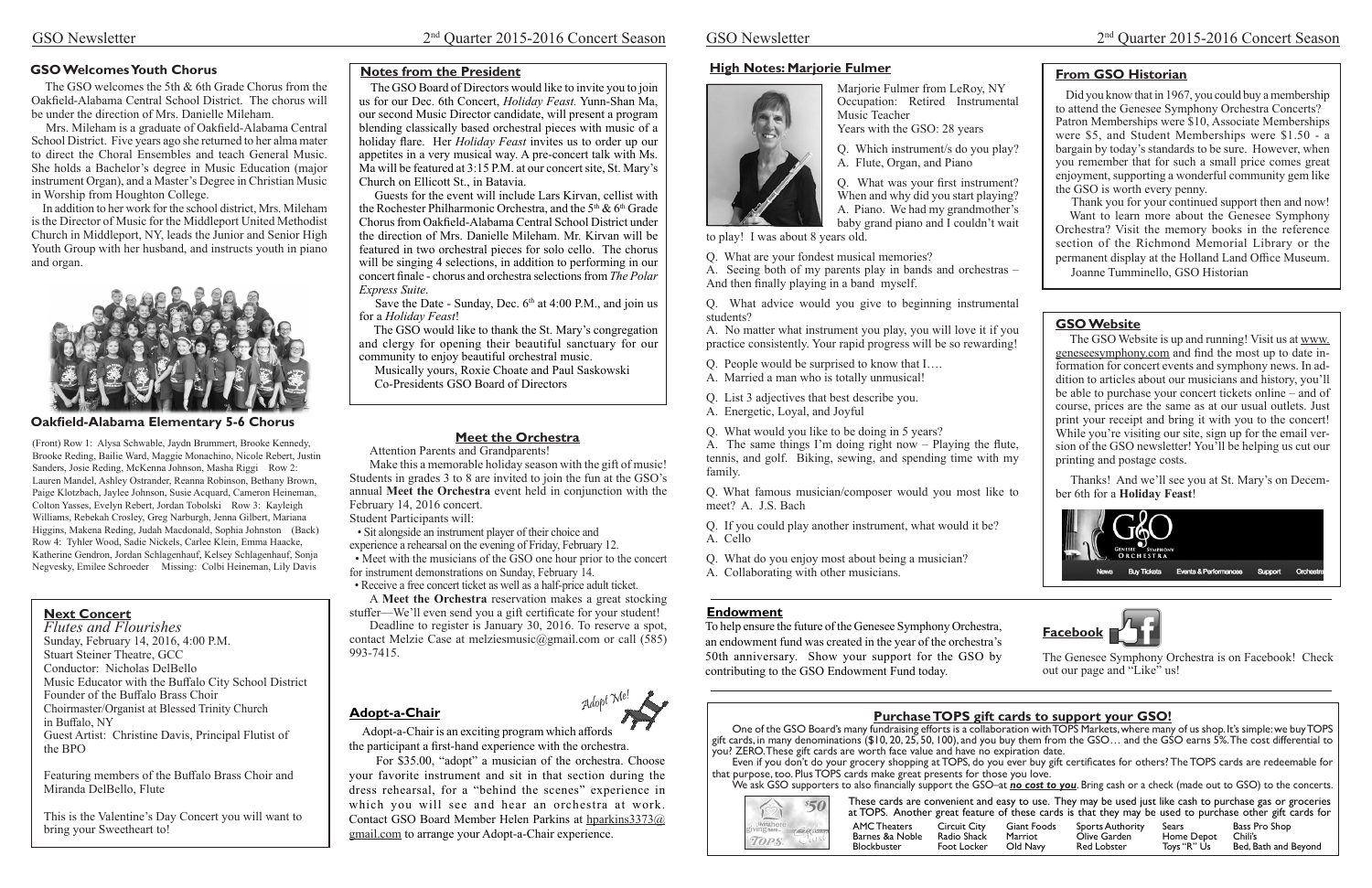## GSO Welcomes Youth Chorus

The GSO welcomes the 5th & 6th Grade Chorus from the Oakfield-Alabama Central School District. The chorus will be under the direction of Mrs. Danielle Mileham.

Mrs. Mileham is a graduate of Oakfield-Alabama Central School District. Five years ago she returned to her alma mater to direct the Choral Ensembles and teach General Music. She holds a Bachelor's degree in Music Education (major instrument Organ), and a Master's Degree in Christian Music in Worship from Houghton College.

In addition to her work for the school district, Mrs. Mileham is the Director of Music for the Middleport United Methodist Church in Middleport, NY, leads the Junior and Senior High Youth Group with her husband, and instructs youth in piano and organ.

### Oakfield-Alabama Elementary 5-6 Chorus

(Front) Row 1: Alysa Schwable, Jaydn Brummert, Brooke Kennedy, Brooke Reding, Bailie Ward, Maggie Monachino, Nicole Rebert, Justin Sanders, Josie Reding, McKenna Johnson, Masha Riggi Row 2: Lauren Mandel, Ashley Ostrander, Reanna Robinson, Bethany Brown, Paige Klotzbach, Jaylee Johnson, Susie Acquard, Cameron Heineman, Colton Yasses, Evelyn Rebert, Jordan Tobolski Row 3: Kayleigh Williams, Rebekah Crosley, Greg Narburgh, Jenna Gilbert, Mariana Higgins, Makena Reding, Judah Macdonald, Sophia Johnston (Back) Row 4: Tyhler Wood, Sadie Nickels, Carlee Klein, Emma Haacke, Katherine Gendron, Jordan Schlagenhauf, Kelsey Schlagenhauf, Sonja Negvesky, Emilee Schroeder Missing: Colbi Heineman, Lily Davis

## Next Concert

*Flutes and Flourishes*
Sunday, February 14, 2016, 4:00 P.M.
Stuart Steiner Theatre, GCC
Conductor: Nicholas DelBello
Music Educator with the Buffalo City School District
Founder of the Buffalo Brass Choir
Choirmaster/Organist at Blessed Trinity Church in Buffalo, NY
Guest Artist: Christine Davis, Principal Flutist of the BPO

Featuring members of the Buffalo Brass Choir and Miranda DelBello, Flute

This is the Valentine's Day Concert you will want to bring your Sweetheart to!

## Notes from the President

The GSO Board of Directors would like to invite you to join us for our Dec. 6th Concert, *Holiday Feast.* Yunn-Shan Ma, our second Music Director candidate, will present a program blending classically based orchestral pieces with music of a holiday flare. Her *Holiday Feast* invites us to order up our appetites in a very musical way. A pre-concert talk with Ms. Ma will be featured at 3:15 P.M. at our concert site, St. Mary's Church on Ellicott St., in Batavia.

Guests for the event will include Lars Kirvan, cellist with the Rochester Philharmonic Orchestra, and the 5th & 6th Grade Chorus from Oakfield-Alabama Central School District under the direction of Mrs. Danielle Mileham. Mr. Kirvan will be featured in two orchestral pieces for solo cello. The chorus will be singing 4 selections, in addition to performing in our concert finale - chorus and orchestra selections from *The Polar Express Suite*.

Save the Date - Sunday, Dec. 6th at 4:00 P.M., and join us for a *Holiday Feast*!

The GSO would like to thank the St. Mary's congregation and clergy for opening their beautiful sanctuary for our community to enjoy beautiful orchestral music.

Musically yours, Roxie Choate and Paul Saskowski
Co-Presidents GSO Board of Directors

## Meet the Orchestra

Attention Parents and Grandparents!

Make this a memorable holiday season with the gift of music! Students in grades 3 to 8 are invited to join the fun at the GSO's annual **Meet the Orchestra** event held in conjunction with the February 14, 2016 concert.

Student Participants will:

- Sit alongside an instrument player of their choice and experience a rehearsal on the evening of Friday, February 12.
- Meet with the musicians of the GSO one hour prior to the concert for instrument demonstrations on Sunday, February 14.
- Receive a free concert ticket as well as a half-price adult ticket.

A **Meet the Orchestra** reservation makes a great stocking stuffer—We'll even send you a gift certificate for your student!

Deadline to register is January 30, 2016. To reserve a spot, contact Melzie Case at melziesmusic@gmail.com or call (585) 993-7415.

## Adopt-a-Chair

Adopt Me!

Adopt-a-Chair is an exciting program which affords the participant a first-hand experience with the orchestra.

For $35.00, "adopt" a musician of the orchestra. Choose your favorite instrument and sit in that section during the dress rehearsal, for a "behind the scenes" experience in which you will see and hear an orchestra at work. Contact GSO Board Member Helen Parkins at hparkins3373@gmail.com to arrange your Adopt-a-Chair experience.

## High Notes: Marjorie Fulmer

Marjorie Fulmer from LeRoy, NY
Occupation: Retired Instrumental Music Teacher
Years with the GSO: 28 years

Q. Which instrument/s do you play?
A. Flute, Organ, and Piano

Q. What was your first instrument? When and why did you start playing?
A. Piano. We had my grandmother's baby grand piano and I couldn't wait to play! I was about 8 years old.

Q. What are your fondest musical memories?
A. Seeing both of my parents play in bands and orchestras – And then finally playing in a band myself.

Q. What advice would you give to beginning instrumental students?
A. No matter what instrument you play, you will love it if you practice consistently. Your rapid progress will be so rewarding!

Q. People would be surprised to know that I….
A. Married a man who is totally unmusical!

Q. List 3 adjectives that best describe you.
A. Energetic, Loyal, and Joyful

Q. What would you like to be doing in 5 years?
A. The same things I'm doing right now – Playing the flute, tennis, and golf. Biking, sewing, and spending time with my family.

Q. What famous musician/composer would you most like to meet? A. J.S. Bach

Q. If you could play another instrument, what would it be?
A. Cello

Q. What do you enjoy most about being a musician?
A. Collaborating with other musicians.

## Endowment

To help ensure the future of the Genesee Symphony Orchestra, an endowment fund was created in the year of the orchestra's 50th anniversary. Show your support for the GSO by contributing to the GSO Endowment Fund today.

## From GSO Historian

Did you know that in 1967, you could buy a membership to attend the Genesee Symphony Orchestra Concerts? Patron Memberships were $10, Associate Memberships were $5, and Student Memberships were $1.50 - a bargain by today's standards to be sure. However, when you remember that for such a small price comes great enjoyment, supporting a wonderful community gem like the GSO is worth every penny.

Thank you for your continued support then and now!

Want to learn more about the Genesee Symphony Orchestra? Visit the memory books in the reference section of the Richmond Memorial Library or the permanent display at the Holland Land Office Museum.

Joanne Tumminello, GSO Historian

## GSO Website

The GSO Website is up and running! Visit us at www.geneseesymphony.com and find the most up to date information for concert events and symphony news. In addition to articles about our musicians and history, you'll be able to purchase your concert tickets online – and of course, prices are the same as at our usual outlets. Just print your receipt and bring it with you to the concert! While you're visiting our site, sign up for the email version of the GSO newsletter! You'll be helping us cut our printing and postage costs.

Thanks! And we'll see you at St. Mary's on December 6th for a **Holiday Feast**!

## Facebook

The Genesee Symphony Orchestra is on Facebook! Check out our page and "Like" us!

## Purchase TOPS gift cards to support your GSO!

One of the GSO Board's many fundraising efforts is a collaboration with TOPS Markets, where many of us shop. It's simple: we buy TOPS gift cards, in many denominations ($10, 20, 25, 50, 100), and you buy them from the GSO… and the GSO earns 5%. The cost differential to you? ZERO. These gift cards are worth face value and have no expiration date.

Even if you don't do your grocery shopping at TOPS, do you ever buy gift certificates for others? The TOPS cards are redeemable for that purpose, too. Plus TOPS cards make great presents for those you love.

We ask GSO supporters to also financially support the GSO–at ***no cost to you***. Bring cash or a check (made out to GSO) to the concerts.

These cards are convenient and easy to use. They may be used just like cash to purchase gas or groceries at TOPS. Another great feature of these cards is that they may be used to purchase other gift cards for

| | | | | | |
|---|---|---|---|---|---|
| AMC Theaters | Circuit City | Giant Foods | Sports Authority | Sears | Bass Pro Shop |
| Barnes &a Noble | Radio Shack | Marriot | Olive Garden | Home Depot | Chili's |
| Blockbuster | Foot Locker | Old Navy | Red Lobster | Toys "R" Us | Bed, Bath and Beyond |